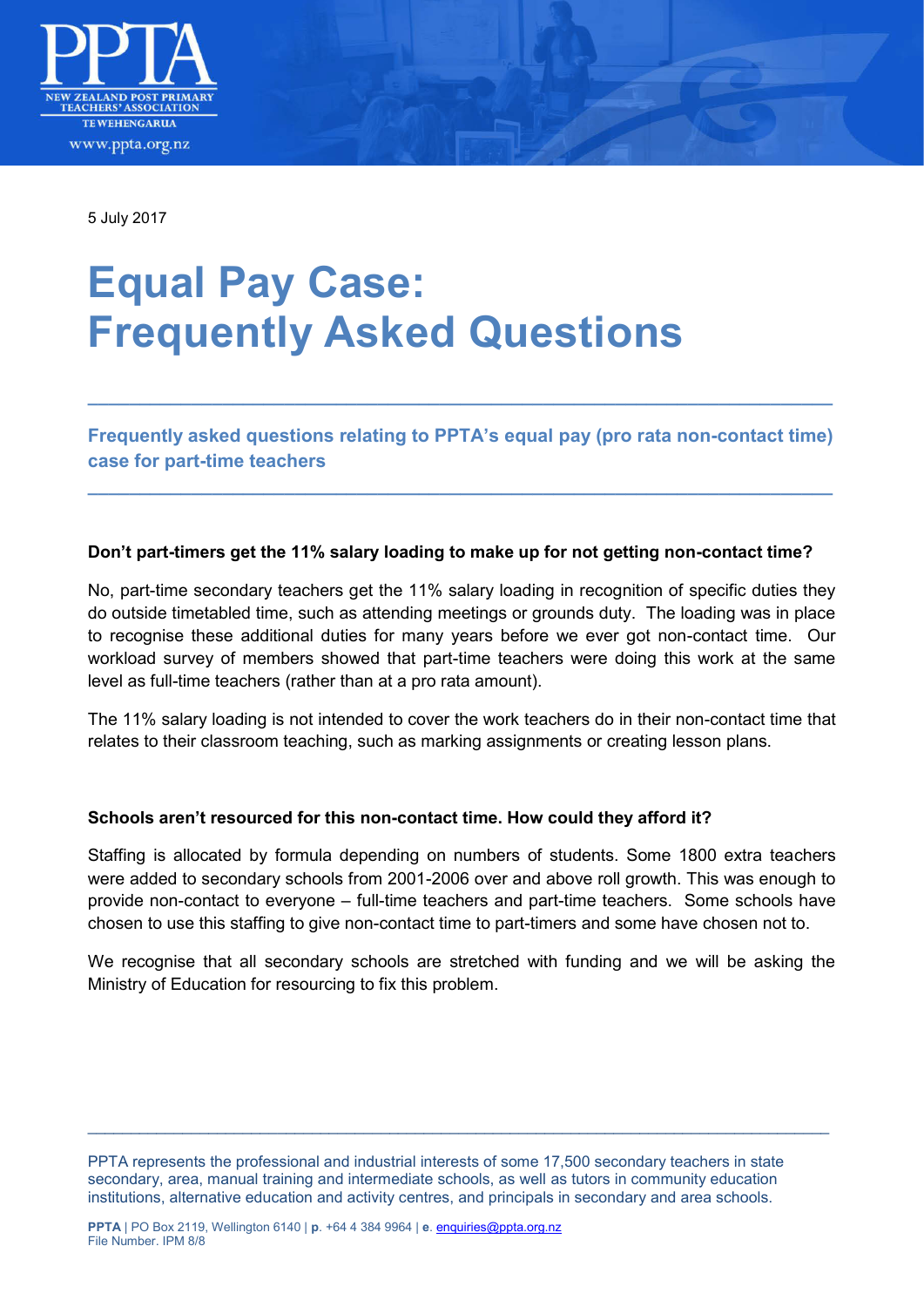PPTA

NEW ZEALAND POST PRIMARY TEACHERS' ASSOCIATION

TE WEHENGARUA

www.ppta.org.nz

5 July 2017

# Equal Pay Case: Frequently Asked Questions

---

## Frequently asked questions relating to PPTA's equal pay (pro rata non-contact time) case for part-time teachers

---

**Don't part-timers get the 11% salary loading to make up for not getting non-contact time?**

No, part-time secondary teachers get the 11% salary loading in recognition of specific duties they do outside timetabled time, such as attending meetings or grounds duty. The loading was in place to recognise these additional duties for many years before we ever got non-contact time. Our workload survey of members showed that part-time teachers were doing this work at the same level as full-time teachers (rather than at a pro rata amount).

The 11% salary loading is not intended to cover the work teachers do in their non-contact time that relates to their classroom teaching, such as marking assignments or creating lesson plans.

**Schools aren't resourced for this non-contact time. How could they afford it?**

Staffing is allocated by formula depending on numbers of students. Some 1800 extra teachers were added to secondary schools from 2001-2006 over and above roll growth. This was enough to provide non-contact to everyone – full-time teachers and part-time teachers. Some schools have chosen to use this staffing to give non-contact time to part-timers and some have chosen not to.

We recognise that all secondary schools are stretched with funding and we will be asking the Ministry of Education for resourcing to fix this problem.

---

PPTA represents the professional and industrial interests of some 17,500 secondary teachers in state secondary, area, manual training and intermediate schools, as well as tutors in community education institutions, alternative education and activity centres, and principals in secondary and area schools.

**PPTA** | PO Box 2119, Wellington 6140 | **p**. +64 4 384 9964 | **e**. enquiries@ppta.org.nz
File Number. IPM 8/8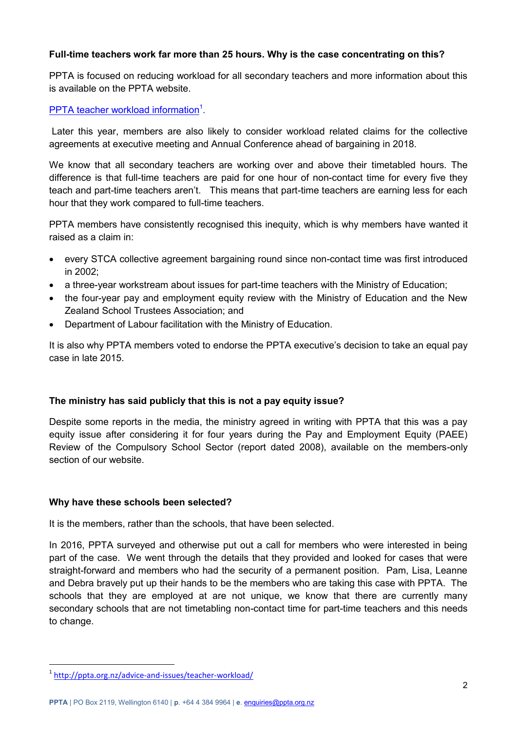**Full-time teachers work far more than 25 hours. Why is the case concentrating on this?**

PPTA is focused on reducing workload for all secondary teachers and more information about this is available on the PPTA website.

[PPTA teacher workload information](http://ppta.org.nz/advice-and-issues/teacher-workload/)[1].

Later this year, members are also likely to consider workload related claims for the collective agreements at executive meeting and Annual Conference ahead of bargaining in 2018.

We know that all secondary teachers are working over and above their timetabled hours. The difference is that full-time teachers are paid for one hour of non-contact time for every five they teach and part-time teachers aren't. This means that part-time teachers are earning less for each hour that they work compared to full-time teachers.

PPTA members have consistently recognised this inequity, which is why members have wanted it raised as a claim in:

- every STCA collective agreement bargaining round since non-contact time was first introduced in 2002;
- a three-year workstream about issues for part-time teachers with the Ministry of Education;
- the four-year pay and employment equity review with the Ministry of Education and the New Zealand School Trustees Association; and
- Department of Labour facilitation with the Ministry of Education.

It is also why PPTA members voted to endorse the PPTA executive's decision to take an equal pay case in late 2015.

**The ministry has said publicly that this is not a pay equity issue?**

Despite some reports in the media, the ministry agreed in writing with PPTA that this was a pay equity issue after considering it for four years during the Pay and Employment Equity (PAEE) Review of the Compulsory School Sector (report dated 2008), available on the members-only section of our website.

**Why have these schools been selected?**

It is the members, rather than the schools, that have been selected.

In 2016, PPTA surveyed and otherwise put out a call for members who were interested in being part of the case. We went through the details that they provided and looked for cases that were straight-forward and members who had the security of a permanent position. Pam, Lisa, Leanne and Debra bravely put up their hands to be the members who are taking this case with PPTA. The schools that they are employed at are not unique, we know that there are currently many secondary schools that are not timetabling non-contact time for part-time teachers and this needs to change.

---

[1] http://ppta.org.nz/advice-and-issues/teacher-workload/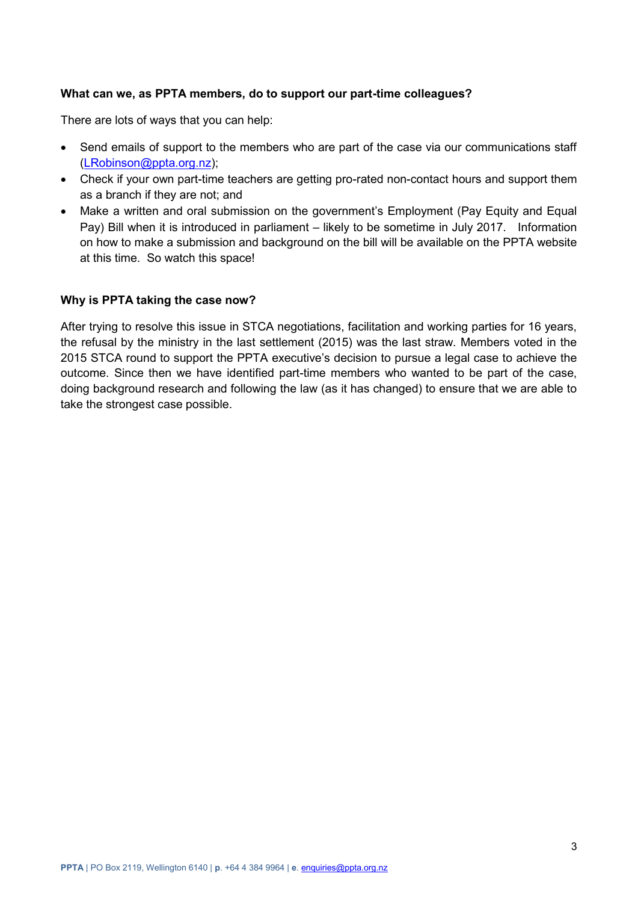**What can we, as PPTA members, do to support our part-time colleagues?**

There are lots of ways that you can help:

- Send emails of support to the members who are part of the case via our communications staff (LRobinson@ppta.org.nz);
- Check if your own part-time teachers are getting pro-rated non-contact hours and support them as a branch if they are not; and
- Make a written and oral submission on the government's Employment (Pay Equity and Equal Pay) Bill when it is introduced in parliament – likely to be sometime in July 2017. Information on how to make a submission and background on the bill will be available on the PPTA website at this time. So watch this space!

**Why is PPTA taking the case now?**

After trying to resolve this issue in STCA negotiations, facilitation and working parties for 16 years, the refusal by the ministry in the last settlement (2015) was the last straw. Members voted in the 2015 STCA round to support the PPTA executive's decision to pursue a legal case to achieve the outcome. Since then we have identified part-time members who wanted to be part of the case, doing background research and following the law (as it has changed) to ensure that we are able to take the strongest case possible.